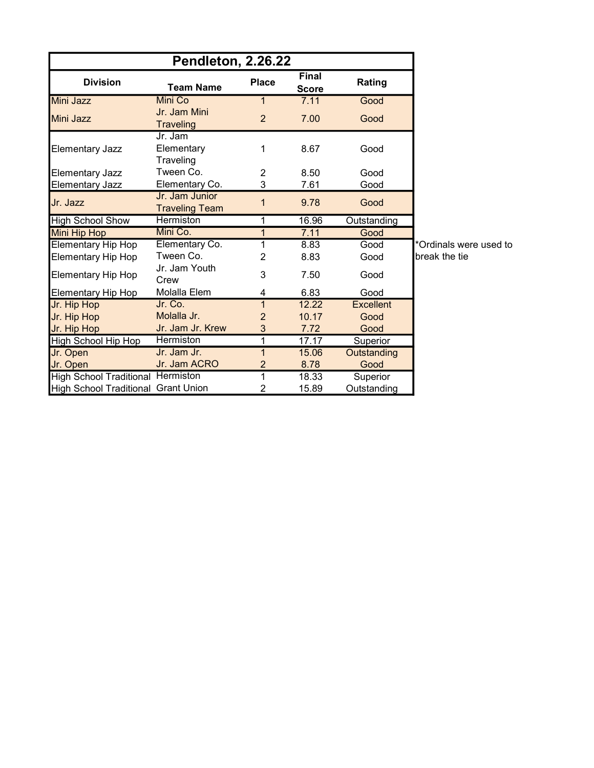# Pendleton, 2.26.22

| Division | Team Name | Place | Final Score | Rating |
|---|---|---|---|---|
| Mini Jazz | Mini Co | 1 | 7.11 | Good |
| Mini Jazz | Jr. Jam Mini Traveling | 2 | 7.00 | Good |
| Elementary Jazz | Jr. Jam Elementary Traveling | 1 | 8.67 | Good |
| Elementary Jazz | Tween Co. | 2 | 8.50 | Good |
| Elementary Jazz | Elementary Co. | 3 | 7.61 | Good |
| Jr. Jazz | Jr. Jam Junior Traveling Team | 1 | 9.78 | Good |
| High School Show | Hermiston | 1 | 16.96 | Outstanding |
| Mini Hip Hop | Mini Co. | 1 | 7.11 | Good |
| Elementary Hip Hop | Elementary Co. | 1 | 8.83 | Good |
| Elementary Hip Hop | Tween Co. | 2 | 8.83 | Good |
| Elementary Hip Hop | Jr. Jam Youth Crew | 3 | 7.50 | Good |
| Elementary Hip Hop | Molalla Elem | 4 | 6.83 | Good |
| Jr. Hip Hop | Jr. Co. | 1 | 12.22 | Excellent |
| Jr. Hip Hop | Molalla Jr. | 2 | 10.17 | Good |
| Jr. Hip Hop | Jr. Jam Jr. Krew | 3 | 7.72 | Good |
| High School Hip Hop | Hermiston | 1 | 17.17 | Superior |
| Jr. Open | Jr. Jam Jr. | 1 | 15.06 | Outstanding |
| Jr. Open | Jr. Jam ACRO | 2 | 8.78 | Good |
| High School Traditional | Hermiston | 1 | 18.33 | Superior |
| High School Traditional | Grant Union | 2 | 15.89 | Outstanding |

*Ordinals were used to break the tie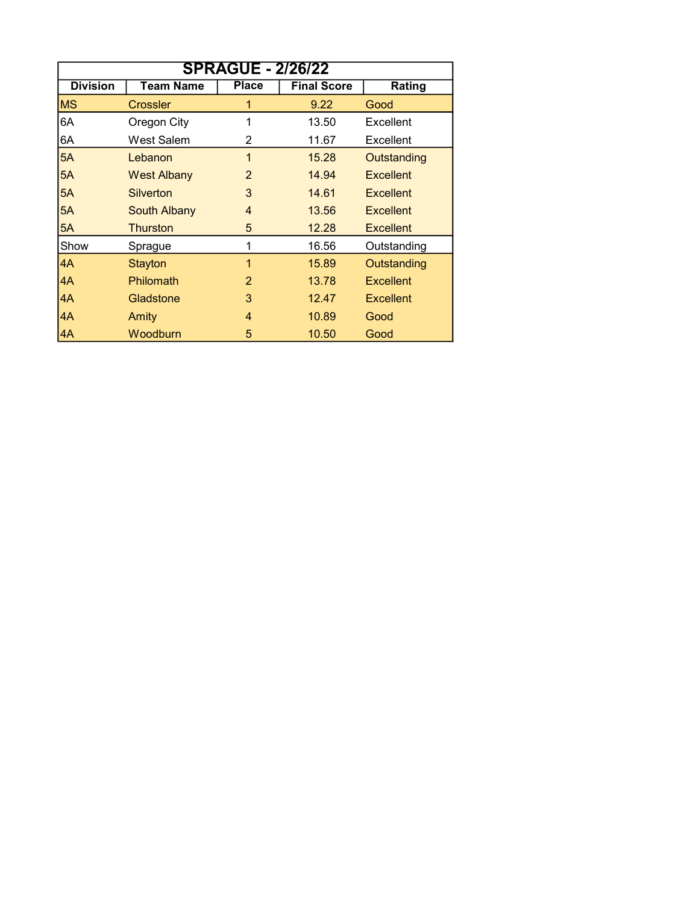| SPRAGUE - 2/26/22 | | | | |
|---|---|---|---|---|
| **Division** | **Team Name** | **Place** | **Final Score** | **Rating** |
| MS | Crossler | 1 | 9.22 | Good |
| 6A | Oregon City | 1 | 13.50 | Excellent |
| 6A | West Salem | 2 | 11.67 | Excellent |
| 5A | Lebanon | 1 | 15.28 | Outstanding |
| 5A | West Albany | 2 | 14.94 | Excellent |
| 5A | Silverton | 3 | 14.61 | Excellent |
| 5A | South Albany | 4 | 13.56 | Excellent |
| 5A | Thurston | 5 | 12.28 | Excellent |
| Show | Sprague | 1 | 16.56 | Outstanding |
| 4A | Stayton | 1 | 15.89 | Outstanding |
| 4A | Philomath | 2 | 13.78 | Excellent |
| 4A | Gladstone | 3 | 12.47 | Excellent |
| 4A | Amity | 4 | 10.89 | Good |
| 4A | Woodburn | 5 | 10.50 | Good |